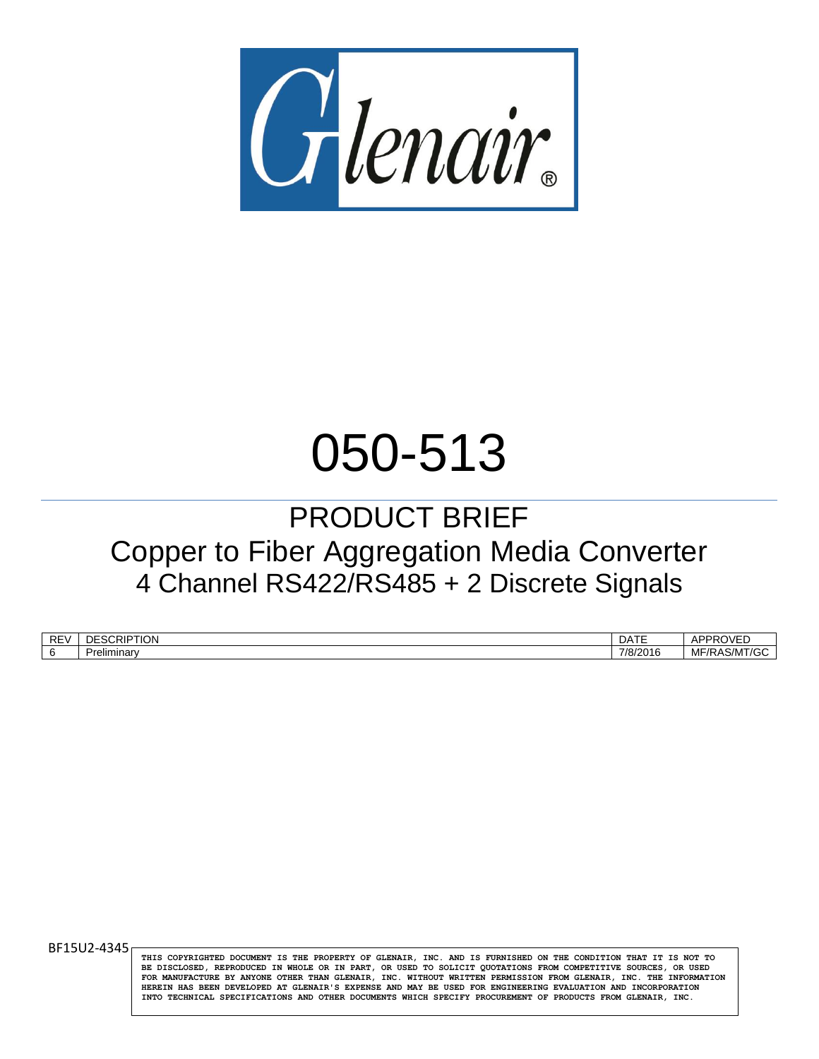Glenair®

# 050-513

## PRODUCT BRIEF

## Copper to Fiber Aggregation Media Converter

### 4 Channel RS422/RS485 + 2 Discrete Signals

| REV | DESCRIPTION | DATE | APPROVED |
|---|---|---|---|
| 6 | Preliminary | 7/8/2016 | MF/RAS/MT/GC |

BF15U2-4345

THIS COPYRIGHTED DOCUMENT IS THE PROPERTY OF GLENAIR, INC. AND IS FURNISHED ON THE CONDITION THAT IT IS NOT TO BE DISCLOSED, REPRODUCED IN WHOLE OR IN PART, OR USED TO SOLICIT QUOTATIONS FROM COMPETITIVE SOURCES, OR USED FOR MANUFACTURE BY ANYONE OTHER THAN GLENAIR, INC. WITHOUT WRITTEN PERMISSION FROM GLENAIR, INC. THE INFORMATION HEREIN HAS BEEN DEVELOPED AT GLENAIR'S EXPENSE AND MAY BE USED FOR ENGINEERING EVALUATION AND INCORPORATION INTO TECHNICAL SPECIFICATIONS AND OTHER DOCUMENTS WHICH SPECIFY PROCUREMENT OF PRODUCTS FROM GLENAIR, INC.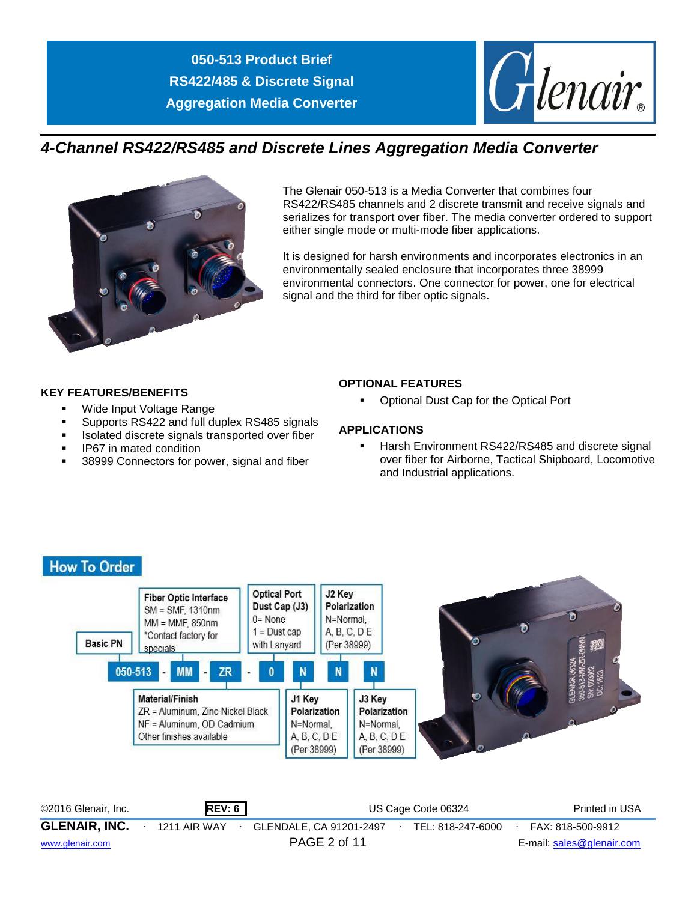# 050-513 Product Brief
# RS422/485 & Discrete Signal Aggregation Media Converter

## *4-Channel RS422/RS485 and Discrete Lines Aggregation Media Converter*

The Glenair 050-513 is a Media Converter that combines four RS422/RS485 channels and 2 discrete transmit and receive signals and serializes for transport over fiber. The media converter ordered to support either single mode or multi-mode fiber applications.

It is designed for harsh environments and incorporates electronics in an environmentally sealed enclosure that incorporates three 38999 environmental connectors. One connector for power, one for electrical signal and the third for fiber optic signals.

### KEY FEATURES/BENEFITS

- Wide Input Voltage Range
- Supports RS422 and full duplex RS485 signals
- Isolated discrete signals transported over fiber
- IP67 in mated condition
- 38999 Connectors for power, signal and fiber

### OPTIONAL FEATURES

- Optional Dust Cap for the Optical Port

### APPLICATIONS

- Harsh Environment RS422/RS485 and discrete signal over fiber for Airborne, Tactical Shipboard, Locomotive and Industrial applications.

## How To Order

050-513 - MM - ZR - 0 N N N

| Field | Example | Options |
|---|---|---|
| Basic PN | 050-513 | |
| Fiber Optic Interface | MM | SM = SMF, 1310nm; MM = MMF, 850nm; *Contact factory for specials |
| Material/Finish | ZR | ZR = Aluminum, Zinc-Nickel Black; NF = Aluminum, OD Cadmium; Other finishes available |
| Optical Port Dust Cap (J3) | 0 | 0= None; 1 = Dust cap with Lanyard |
| J1 Key Polarization | N | N=Normal, A, B, C, D E (Per 38999) |
| J2 Key Polarization | N | N=Normal, A, B, C, D E (Per 38999) |
| J3 Key Polarization | N | N=Normal, A, B, C, D E (Per 38999) |

©2016 Glenair, Inc. REV: 6 US Cage Code 06324 Printed in USA

GLENAIR, INC. · 1211 AIR WAY · GLENDALE, CA 91201-2497 · TEL: 818-247-6000 · FAX: 818-500-9912

www.glenair.com E-mail: sales@glenair.com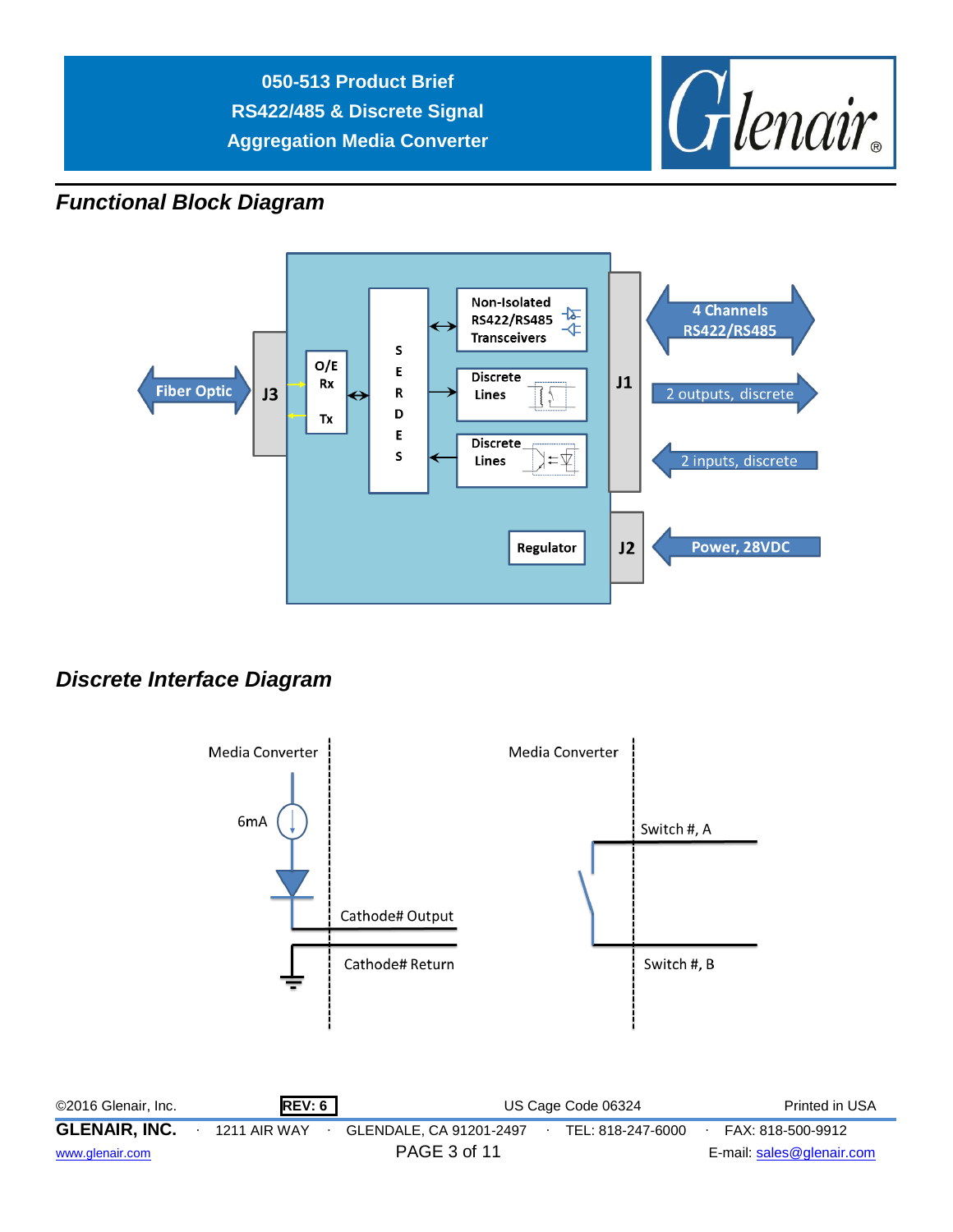## Functional Block Diagram

Fiber Optic

J3

O/E

Rx

Tx

S E R D E S

Non-Isolated RS422/RS485 Transceivers

Discrete Lines

Discrete Lines

Regulator

J1

J2

4 Channels RS422/RS485

2 outputs, discrete

2 inputs, discrete

Power, 28VDC

## Discrete Interface Diagram

Media Converter

6mA

Cathode# Output

Cathode# Return

Media Converter

Switch #, A

Switch #, B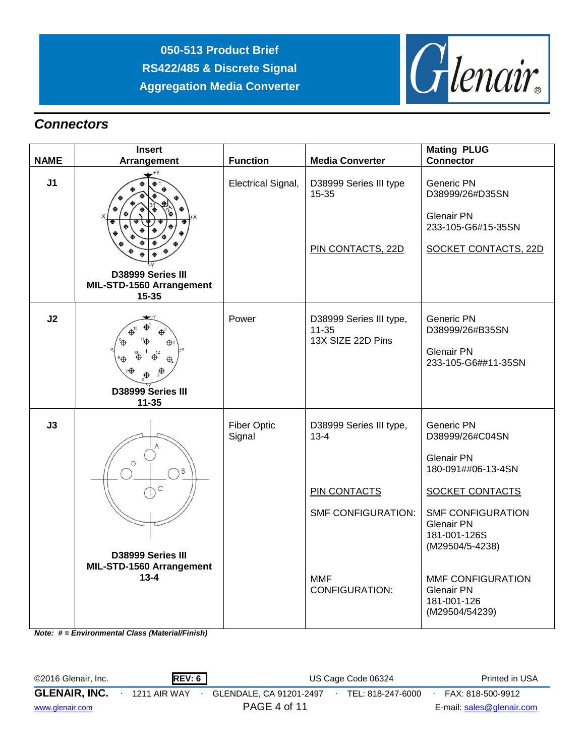## Connectors

| NAME | Insert Arrangement | Function | Media Converter | Mating PLUG Connector |
|---|---|---|---|---|
| J1 | **D38999 Series III MIL-STD-1560 Arrangement 15-35** | Electrical Signal, | D38999 Series III type 15-35<br><br>PIN CONTACTS, 22D | Generic PN D38999/26#D35SN<br><br>Glenair PN 233-105-G6#15-35SN<br><br>SOCKET CONTACTS, 22D |
| J2 | **D38999 Series III 11-35** | Power | D38999 Series III type, 11-35<br>13X SIZE 22D Pins | Generic PN D38999/26#B35SN<br><br>Glenair PN 233-105-G6##11-35SN |
| J3 | **D38999 Series III MIL-STD-1560 Arrangement 13-4** | Fiber Optic Signal | D38999 Series III type, 13-4<br><br>PIN CONTACTS<br><br>SMF CONFIGURATION:<br><br>MMF CONFIGURATION: | Generic PN D38999/26#C04SN<br><br>Glenair PN 180-091##06-13-4SN<br><br>SOCKET CONTACTS<br><br>SMF CONFIGURATION Glenair PN 181-001-126S (M29504/5-4238)<br><br>MMF CONFIGURATION Glenair PN 181-001-126 (M29504/54239) |

***Note: # = Environmental Class (Material/Finish)***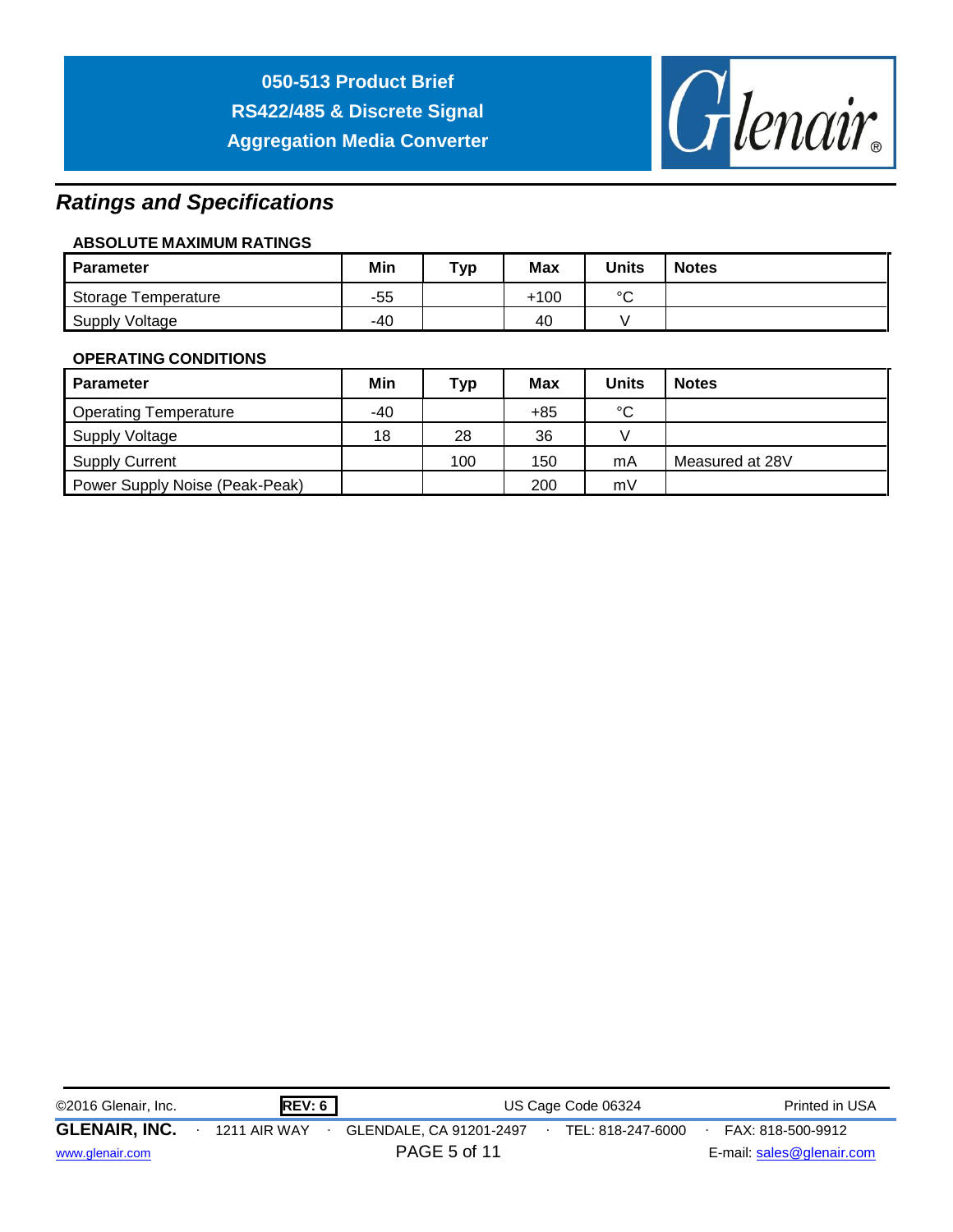## *Ratings and Specifications*

### ABSOLUTE MAXIMUM RATINGS

| Parameter | Min | Typ | Max | Units | Notes |
|---|---|---|---|---|---|
| Storage Temperature | -55 | | +100 | °C | |
| Supply Voltage | -40 | | 40 | V | |

### OPERATING CONDITIONS

| Parameter | Min | Typ | Max | Units | Notes |
|---|---|---|---|---|---|
| Operating Temperature | -40 | | +85 | °C | |
| Supply Voltage | 18 | 28 | 36 | V | |
| Supply Current | | 100 | 150 | mA | Measured at 28V |
| Power Supply Noise (Peak-Peak) | | | 200 | mV | |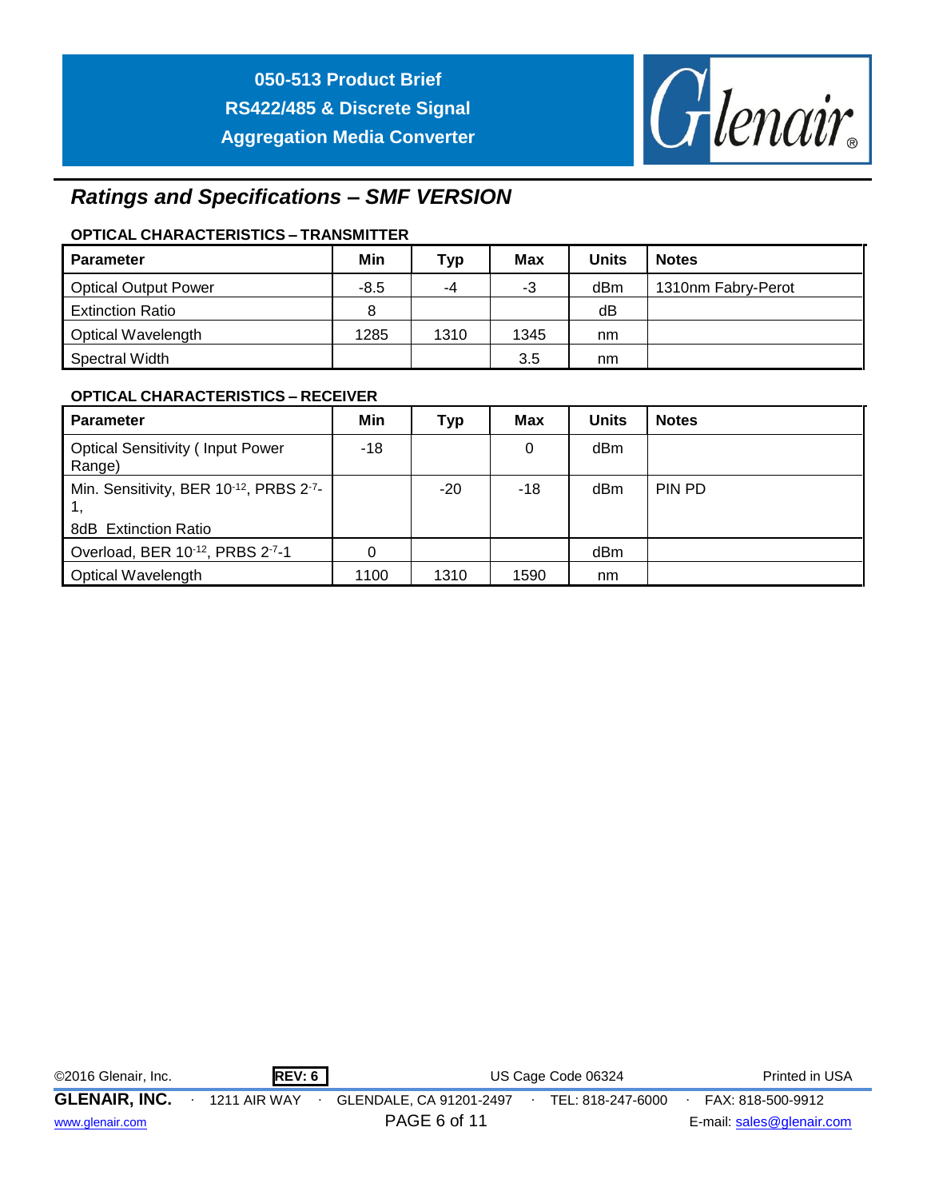## *Ratings and Specifications – SMF VERSION*

### OPTICAL CHARACTERISTICS – TRANSMITTER

| Parameter | Min | Typ | Max | Units | Notes |
|---|---|---|---|---|---|
| Optical Output Power | -8.5 | -4 | -3 | dBm | 1310nm Fabry-Perot |
| Extinction Ratio | 8 | | | dB | |
| Optical Wavelength | 1285 | 1310 | 1345 | nm | |
| Spectral Width | | | 3.5 | nm | |

### OPTICAL CHARACTERISTICS – RECEIVER

| Parameter | Min | Typ | Max | Units | Notes |
|---|---|---|---|---|---|
| Optical Sensitivity ( Input Power Range) | -18 | | 0 | dBm | |
| Min. Sensitivity, BER $10^{-12}$, PRBS $2^{7}$-1, 8dB Extinction Ratio | | -20 | -18 | dBm | PIN PD |
| Overload, BER $10^{-12}$, PRBS $2^{7}$-1 | 0 | | | dBm | |
| Optical Wavelength | 1100 | 1310 | 1590 | nm | |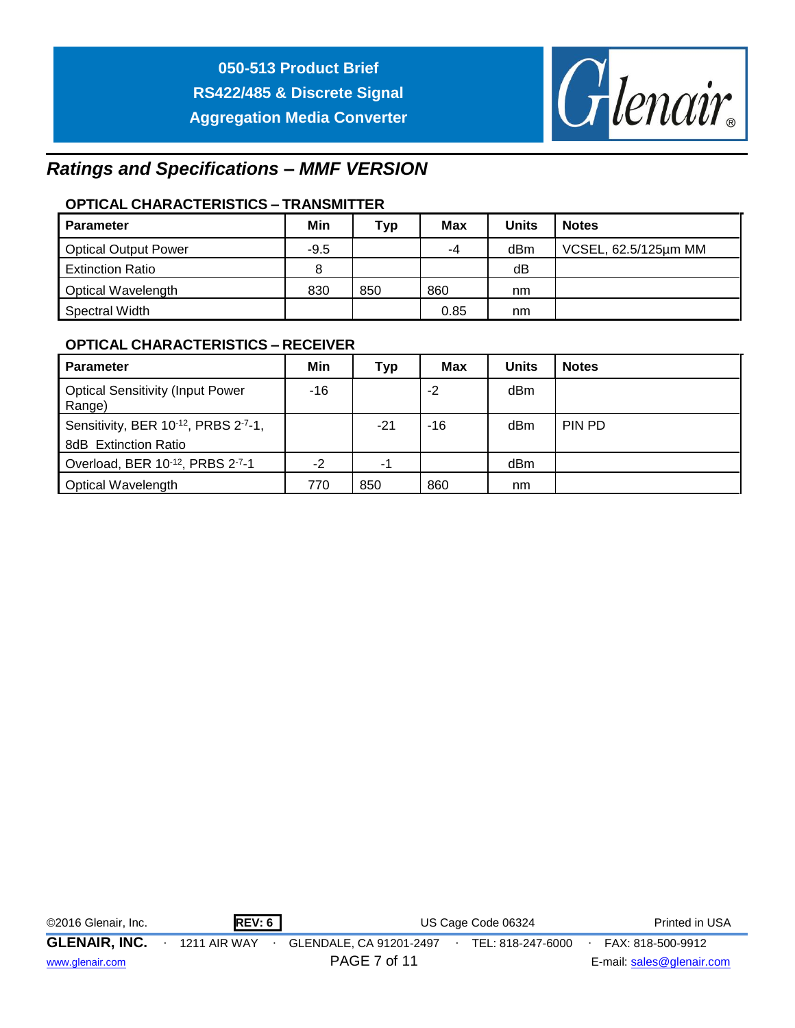## *Ratings and Specifications – MMF VERSION*

### OPTICAL CHARACTERISTICS – TRANSMITTER

| Parameter | Min | Typ | Max | Units | Notes |
|---|---|---|---|---|---|
| Optical Output Power | -9.5 | | -4 | dBm | VCSEL, 62.5/125µm MM |
| Extinction Ratio | 8 | | | dB | |
| Optical Wavelength | 830 | 850 | 860 | nm | |
| Spectral Width | | | 0.85 | nm | |

### OPTICAL CHARACTERISTICS – RECEIVER

| Parameter | Min | Typ | Max | Units | Notes |
|---|---|---|---|---|---|
| Optical Sensitivity (Input Power Range) | -16 | | -2 | dBm | |
| Sensitivity, BER $10^{-12}$, PRBS $2^{-7}$-1, 8dB Extinction Ratio | | -21 | -16 | dBm | PIN PD |
| Overload, BER $10^{-12}$, PRBS $2^{-7}$-1 | -2 | -1 | | dBm | |
| Optical Wavelength | 770 | 850 | 860 | nm | |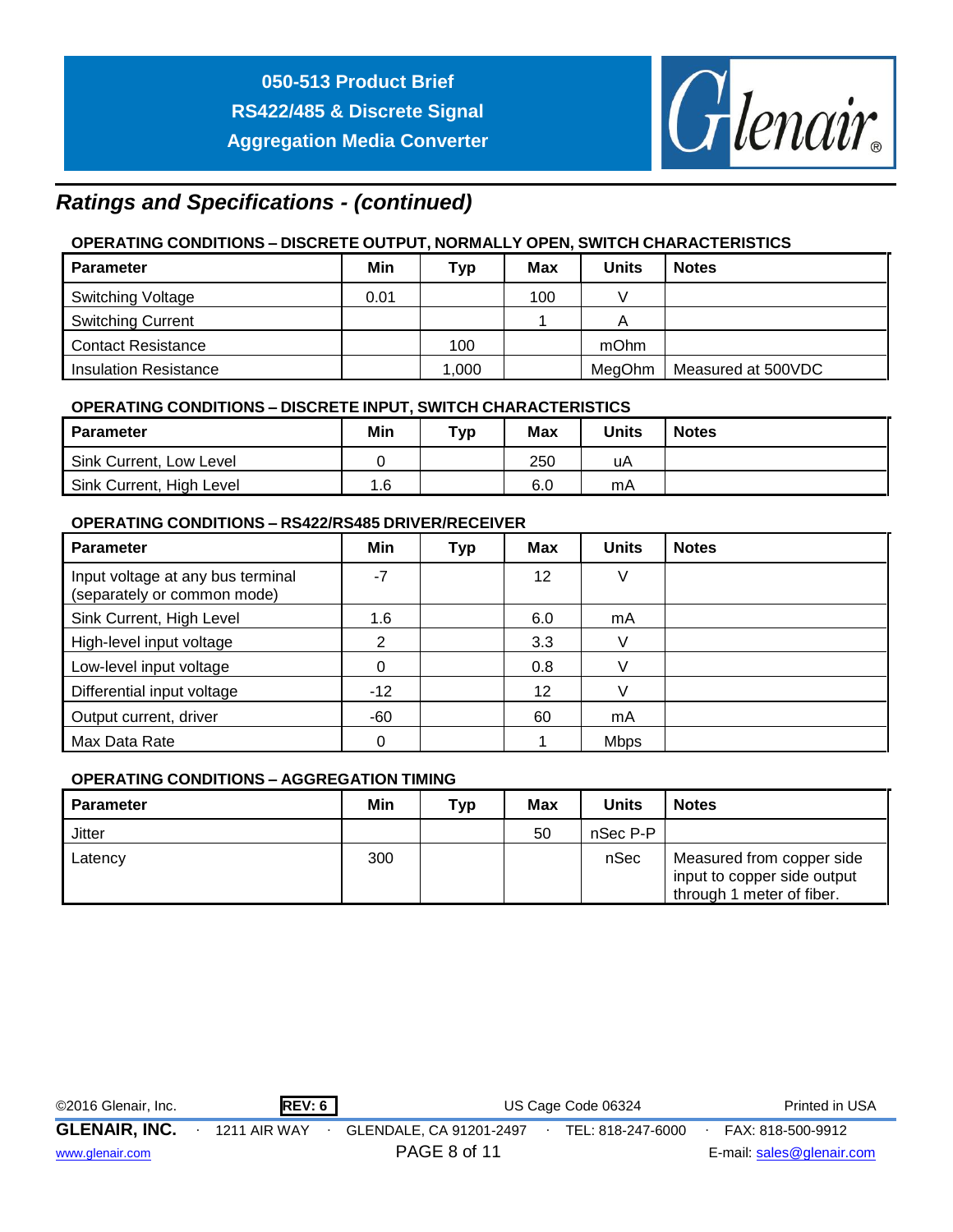## *Ratings and Specifications - (continued)*

### OPERATING CONDITIONS – DISCRETE OUTPUT, NORMALLY OPEN, SWITCH CHARACTERISTICS

| Parameter | Min | Typ | Max | Units | Notes |
|---|---|---|---|---|---|
| Switching Voltage | 0.01 | | 100 | V | |
| Switching Current | | | 1 | A | |
| Contact Resistance | | 100 | | mOhm | |
| Insulation Resistance | | 1,000 | | MegOhm | Measured at 500VDC |

### OPERATING CONDITIONS – DISCRETE INPUT, SWITCH CHARACTERISTICS

| Parameter | Min | Typ | Max | Units | Notes |
|---|---|---|---|---|---|
| Sink Current, Low Level | 0 | | 250 | uA | |
| Sink Current, High Level | 1.6 | | 6.0 | mA | |

### OPERATING CONDITIONS – RS422/RS485 DRIVER/RECEIVER

| Parameter | Min | Typ | Max | Units | Notes |
|---|---|---|---|---|---|
| Input voltage at any bus terminal (separately or common mode) | -7 | | 12 | V | |
| Sink Current, High Level | 1.6 | | 6.0 | mA | |
| High-level input voltage | 2 | | 3.3 | V | |
| Low-level input voltage | 0 | | 0.8 | V | |
| Differential input voltage | -12 | | 12 | V | |
| Output current, driver | -60 | | 60 | mA | |
| Max Data Rate | 0 | | 1 | Mbps | |

### OPERATING CONDITIONS – AGGREGATION TIMING

| Parameter | Min | Typ | Max | Units | Notes |
|---|---|---|---|---|---|
| Jitter | | | 50 | nSec P-P | |
| Latency | 300 | | | nSec | Measured from copper side input to copper side output through 1 meter of fiber. |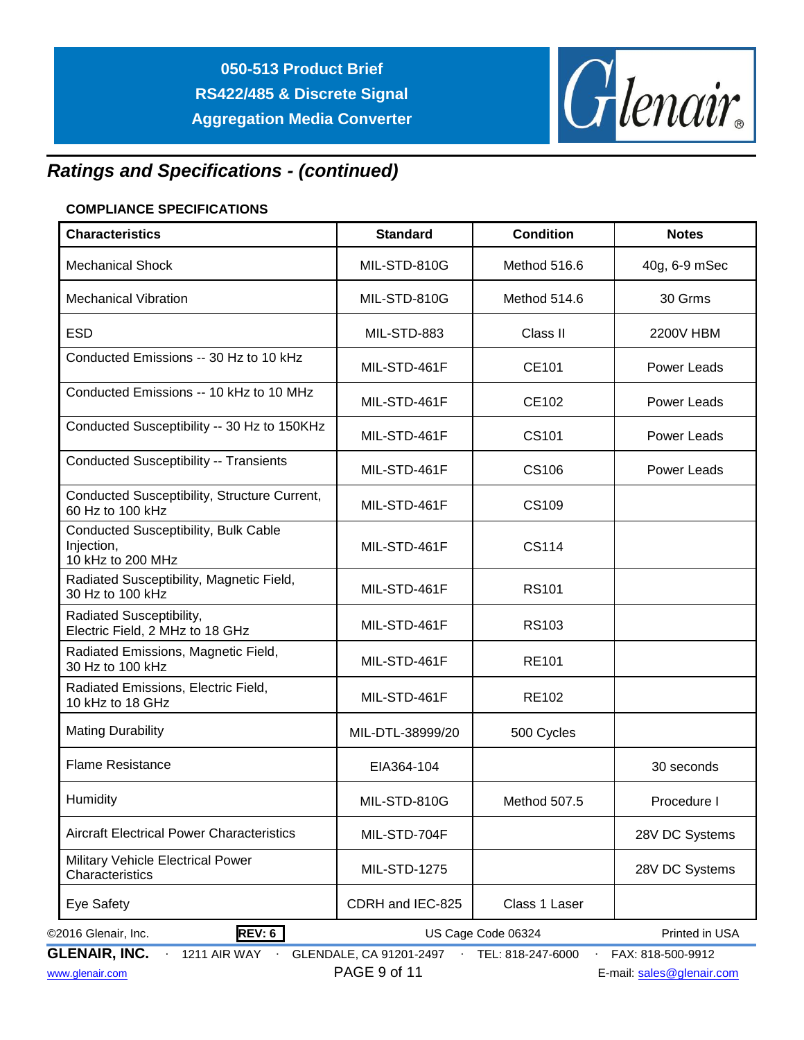## Ratings and Specifications - (continued)

### COMPLIANCE SPECIFICATIONS

| Characteristics | Standard | Condition | Notes |
|---|---|---|---|
| Mechanical Shock | MIL-STD-810G | Method 516.6 | 40g, 6-9 mSec |
| Mechanical Vibration | MIL-STD-810G | Method 514.6 | 30 Grms |
| ESD | MIL-STD-883 | Class II | 2200V HBM |
| Conducted Emissions -- 30 Hz to 10 kHz | MIL-STD-461F | CE101 | Power Leads |
| Conducted Emissions -- 10 kHz to 10 MHz | MIL-STD-461F | CE102 | Power Leads |
| Conducted Susceptibility -- 30 Hz to 150KHz | MIL-STD-461F | CS101 | Power Leads |
| Conducted Susceptibility -- Transients | MIL-STD-461F | CS106 | Power Leads |
| Conducted Susceptibility, Structure Current, 60 Hz to 100 kHz | MIL-STD-461F | CS109 | |
| Conducted Susceptibility, Bulk Cable Injection, 10 kHz to 200 MHz | MIL-STD-461F | CS114 | |
| Radiated Susceptibility, Magnetic Field, 30 Hz to 100 kHz | MIL-STD-461F | RS101 | |
| Radiated Susceptibility, Electric Field, 2 MHz to 18 GHz | MIL-STD-461F | RS103 | |
| Radiated Emissions, Magnetic Field, 30 Hz to 100 kHz | MIL-STD-461F | RE101 | |
| Radiated Emissions, Electric Field, 10 kHz to 18 GHz | MIL-STD-461F | RE102 | |
| Mating Durability | MIL-DTL-38999/20 | 500 Cycles | |
| Flame Resistance | EIA364-104 | | 30 seconds |
| Humidity | MIL-STD-810G | Method 507.5 | Procedure I |
| Aircraft Electrical Power Characteristics | MIL-STD-704F | | 28V DC Systems |
| Military Vehicle Electrical Power Characteristics | MIL-STD-1275 | | 28V DC Systems |
| Eye Safety | CDRH and IEC-825 | Class 1 Laser | |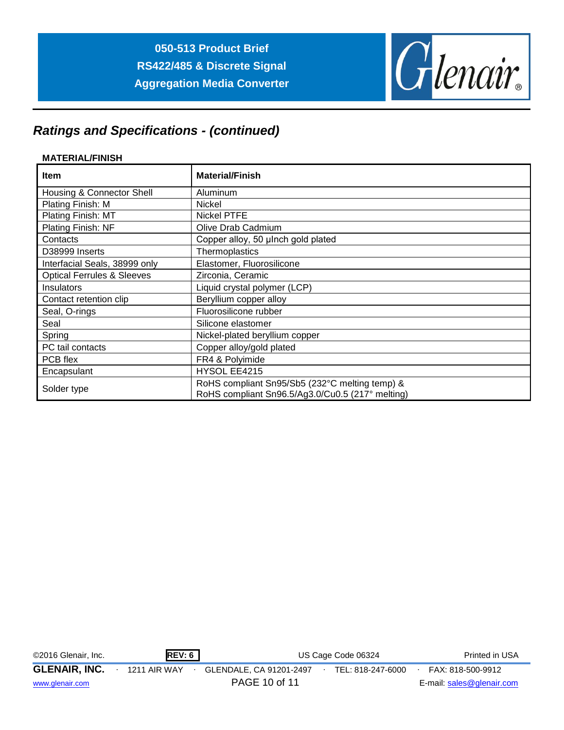## Ratings and Specifications - (continued)

**MATERIAL/FINISH**

| Item | Material/Finish |
|---|---|
| Housing & Connector Shell | Aluminum |
| Plating Finish: M | Nickel |
| Plating Finish: MT | Nickel PTFE |
| Plating Finish: NF | Olive Drab Cadmium |
| Contacts | Copper alloy, 50 µInch gold plated |
| D38999 Inserts | Thermoplastics |
| Interfacial Seals, 38999 only | Elastomer, Fluorosilicone |
| Optical Ferrules & Sleeves | Zirconia, Ceramic |
| Insulators | Liquid crystal polymer (LCP) |
| Contact retention clip | Beryllium copper alloy |
| Seal, O-rings | Fluorosilicone rubber |
| Seal | Silicone elastomer |
| Spring | Nickel-plated beryllium copper |
| PC tail contacts | Copper alloy/gold plated |
| PCB flex | FR4 & Polyimide |
| Encapsulant | HYSOL EE4215 |
| Solder type | RoHS compliant Sn95/Sb5 (232°C melting temp) & RoHS compliant Sn96.5/Ag3.0/Cu0.5 (217° melting) |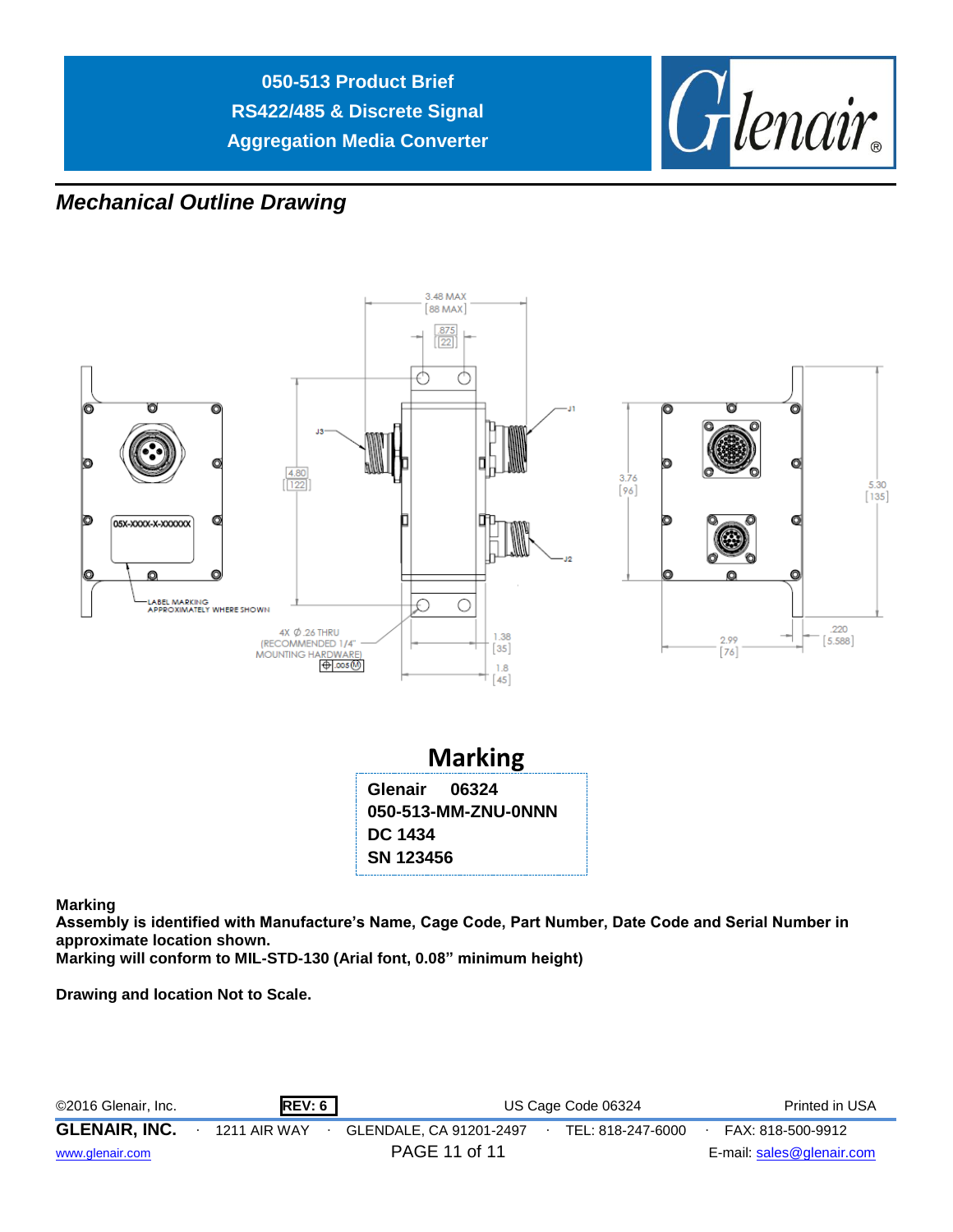## Mechanical Outline Drawing

3.48 MAX
[88 MAX]

.875
[22]

J3

J1

J2

4.80
[122]

3.76
[96]

5.30
[135]

05X-XXXX-X-XXXXXX

LABEL MARKING
APPROXIMATELY WHERE SHOWN

4X Ø .26 THRU
(RECOMMENDED 1/4"
MOUNTING HARDWARE)

.005 M

1.38
[35]

1.8
[45]

2.99
[76]

.220
[5.588]

### Marking

**Glenair 06324**
**050-513-MM-ZNU-0NNN**
**DC 1434**
**SN 123456**

**Marking**
**Assembly is identified with Manufacture's Name, Cage Code, Part Number, Date Code and Serial Number in approximate location shown.**
**Marking will conform to MIL-STD-130 (Arial font, 0.08" minimum height)**

**Drawing and location Not to Scale.**